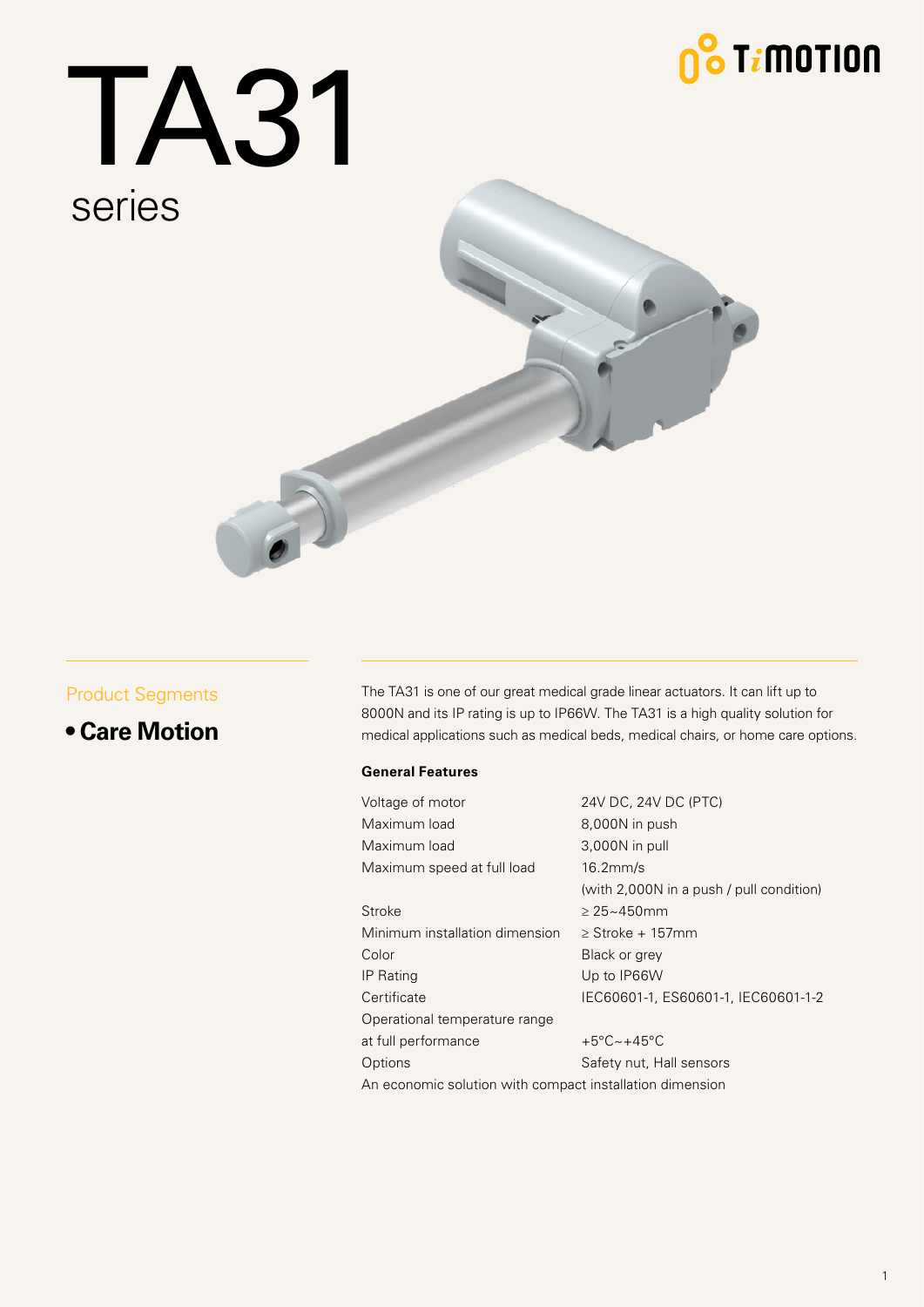# TA31

## series

### Product Segments

- **Care Motion**

The TA31 is one of our great medical grade linear actuators. It can lift up to 8000N and its IP rating is up to IP66W. The TA31 is a high quality solution for medical applications such as medical beds, medical chairs, or home care options.

**General Features**

| | |
|---|---|
| Voltage of motor | 24V DC, 24V DC (PTC) |
| Maximum load | 8,000N in push |
| Maximum load | 3,000N in pull |
| Maximum speed at full load | 16.2mm/s (with 2,000N in a push / pull condition) |
| Stroke | ≥ 25~450mm |
| Minimum installation dimension | ≥ Stroke + 157mm |
| Color | Black or grey |
| IP Rating | Up to IP66W |
| Certificate | IEC60601-1, ES60601-1, IEC60601-1-2 |
| Operational temperature range at full performance | +5°C~+45°C |
| Options | Safety nut, Hall sensors |

An economic solution with compact installation dimension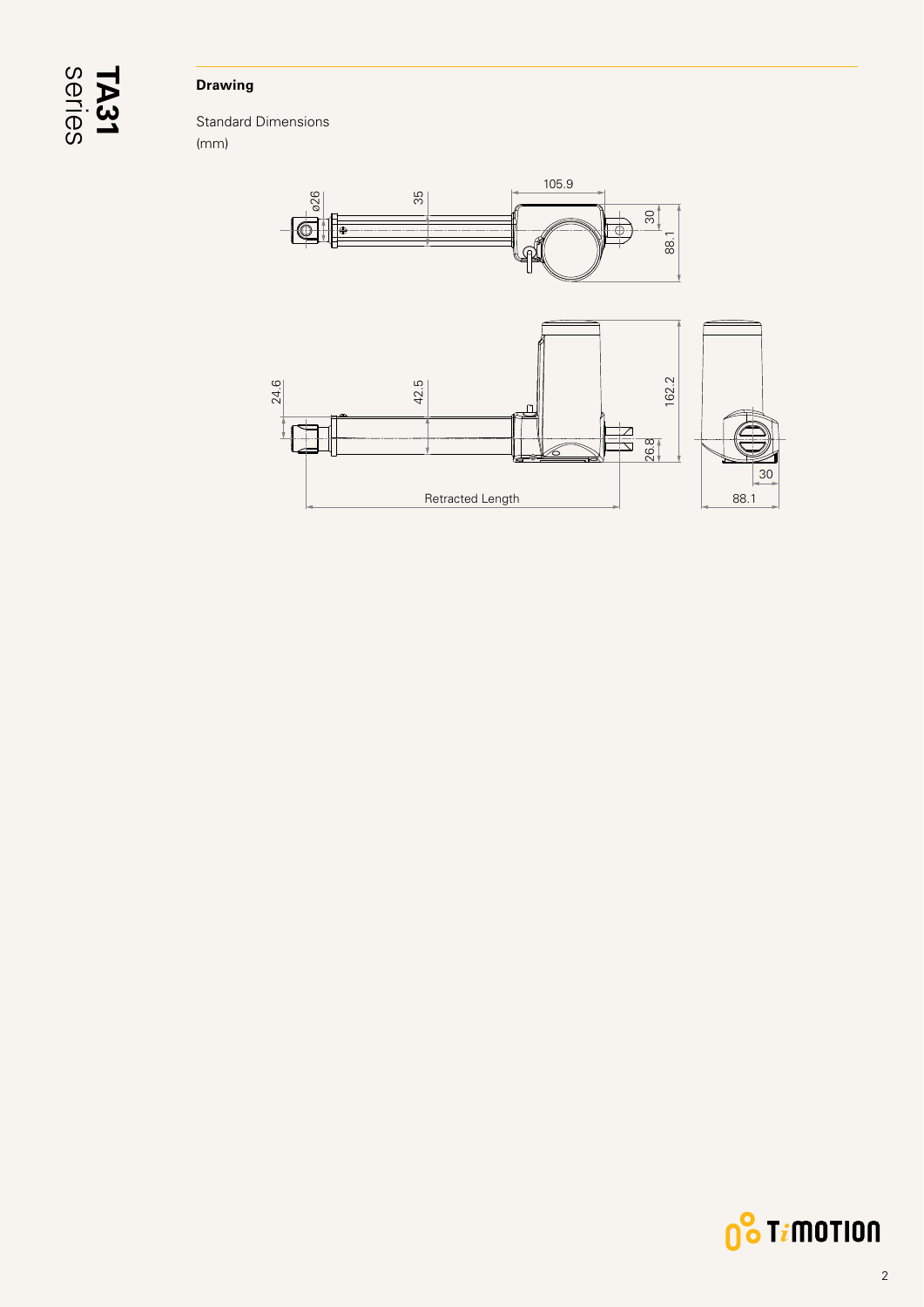## Drawing

Standard Dimensions
(mm)

ø26 35 105.9 30 88.1

24.6 42.5 162.2 26.8 30 88.1

Retracted Length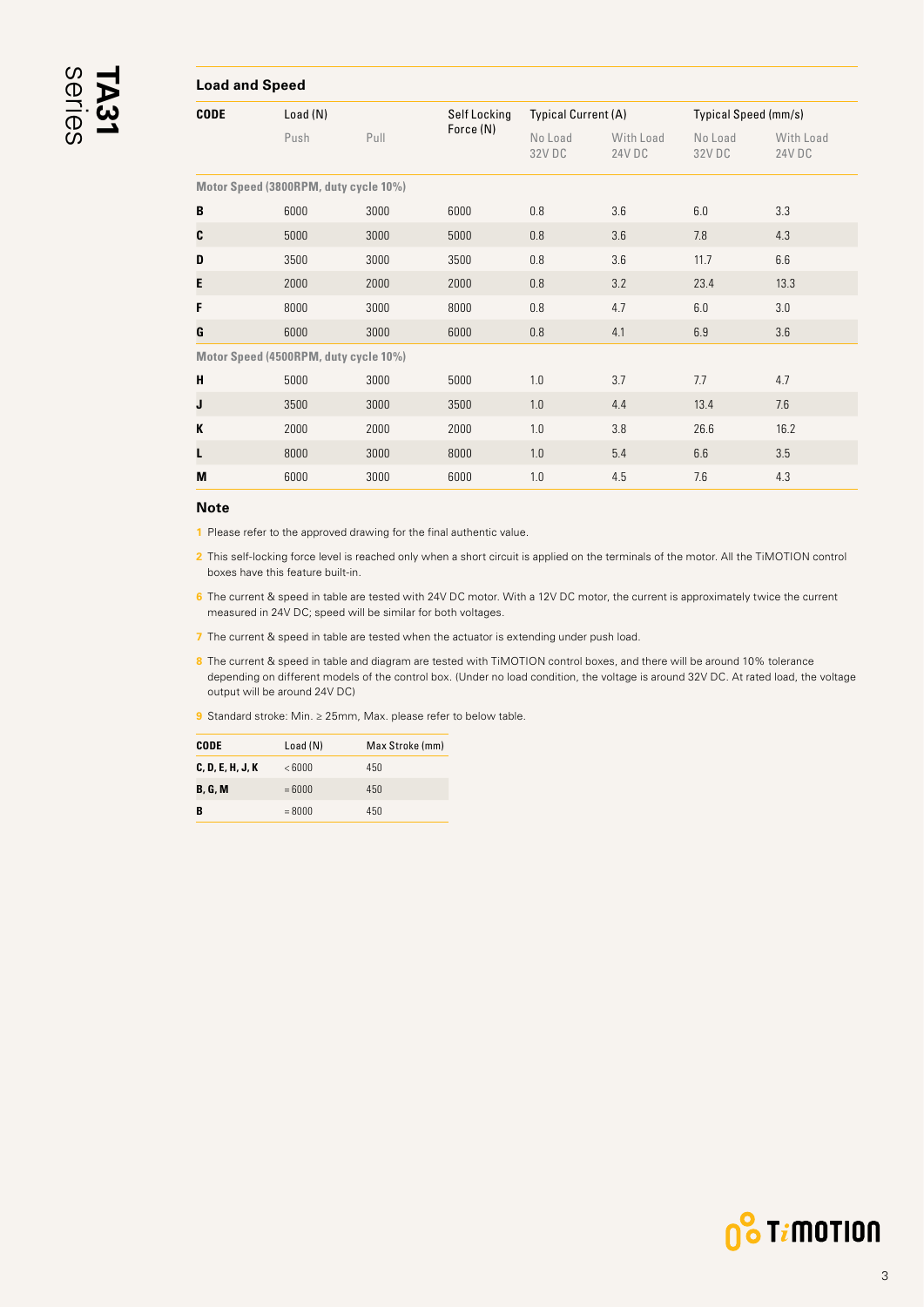## Load and Speed

| CODE | Load (N) | | Self Locking Force (N) | Typical Current (A) | | Typical Speed (mm/s) | |
|---|---|---|---|---|---|---|---|
| | Push | Pull | | No Load 32V DC | With Load 24V DC | No Load 32V DC | With Load 24V DC |
| **Motor Speed (3800RPM, duty cycle 10%)** | | | | | | | |
| **B** | 6000 | 3000 | 6000 | 0.8 | 3.6 | 6.0 | 3.3 |
| **C** | 5000 | 3000 | 5000 | 0.8 | 3.6 | 7.8 | 4.3 |
| **D** | 3500 | 3000 | 3500 | 0.8 | 3.6 | 11.7 | 6.6 |
| **E** | 2000 | 2000 | 2000 | 0.8 | 3.2 | 23.4 | 13.3 |
| **F** | 8000 | 3000 | 8000 | 0.8 | 4.7 | 6.0 | 3.0 |
| **G** | 6000 | 3000 | 6000 | 0.8 | 4.1 | 6.9 | 3.6 |
| **Motor Speed (4500RPM, duty cycle 10%)** | | | | | | | |
| **H** | 5000 | 3000 | 5000 | 1.0 | 3.7 | 7.7 | 4.7 |
| **J** | 3500 | 3000 | 3500 | 1.0 | 4.4 | 13.4 | 7.6 |
| **K** | 2000 | 2000 | 2000 | 1.0 | 3.8 | 26.6 | 16.2 |
| **L** | 8000 | 3000 | 8000 | 1.0 | 5.4 | 6.6 | 3.5 |
| **M** | 6000 | 3000 | 6000 | 1.0 | 4.5 | 7.6 | 4.3 |

### Note

1 Please refer to the approved drawing for the final authentic value.

2 This self-locking force level is reached only when a short circuit is applied on the terminals of the motor. All the TiMOTION control boxes have this feature built-in.

6 The current & speed in table are tested with 24V DC motor. With a 12V DC motor, the current is approximately twice the current measured in 24V DC; speed will be similar for both voltages.

7 The current & speed in table are tested when the actuator is extending under push load.

8 The current & speed in table and diagram are tested with TiMOTION control boxes, and there will be around 10% tolerance depending on different models of the control box. (Under no load condition, the voltage is around 32V DC. At rated load, the voltage output will be around 24V DC)

9 Standard stroke: Min. ≥ 25mm, Max. please refer to below table.

| CODE | Load (N) | Max Stroke (mm) |
|---|---|---|
| **C, D, E, H, J, K** | < 6000 | 450 |
| **B, G, M** | = 6000 | 450 |
| **B** | = 8000 | 450 |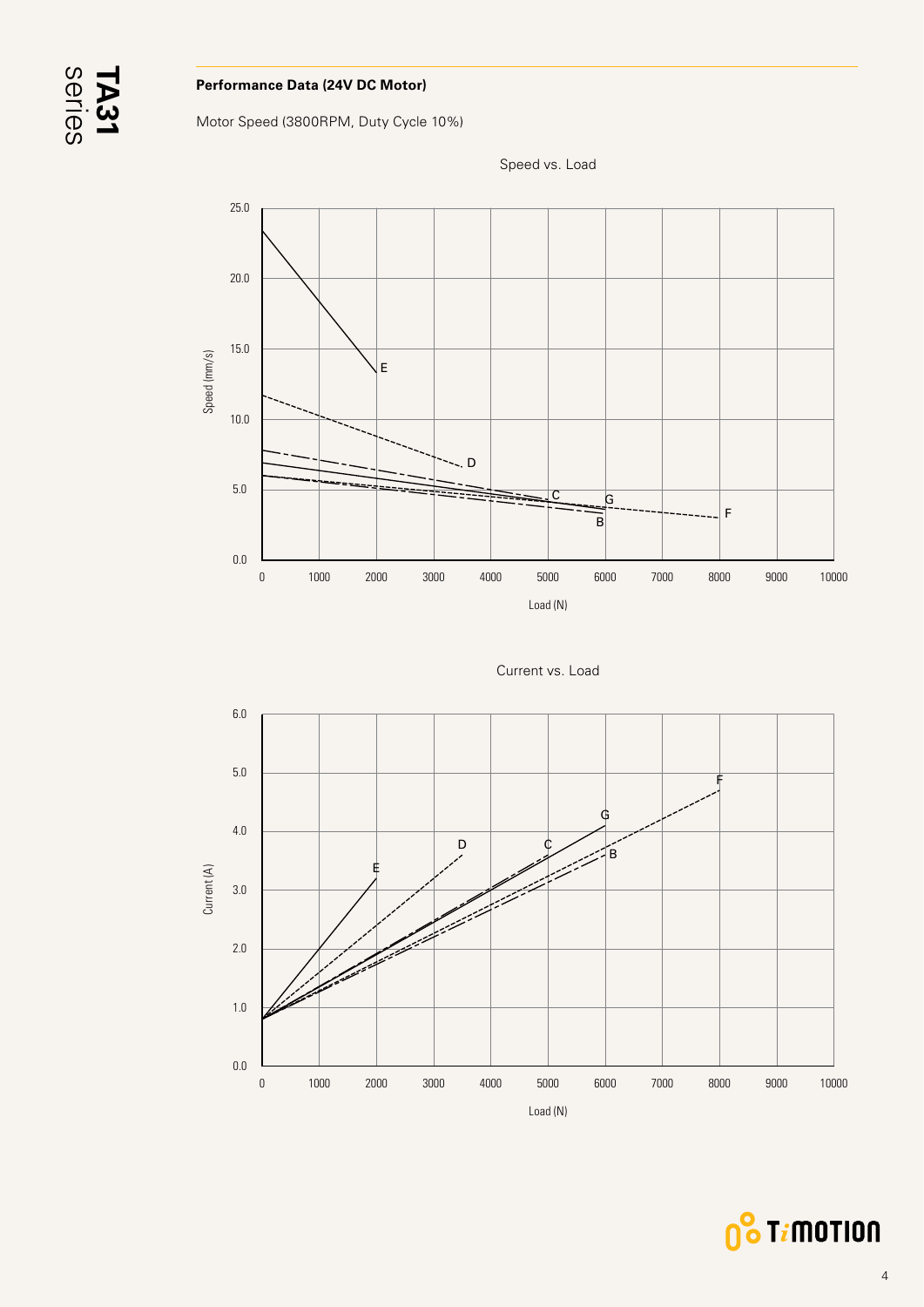**Performance Data (24V DC Motor)**

Motor Speed (3800RPM, Duty Cycle 10%)

Speed vs. Load

Current vs. Load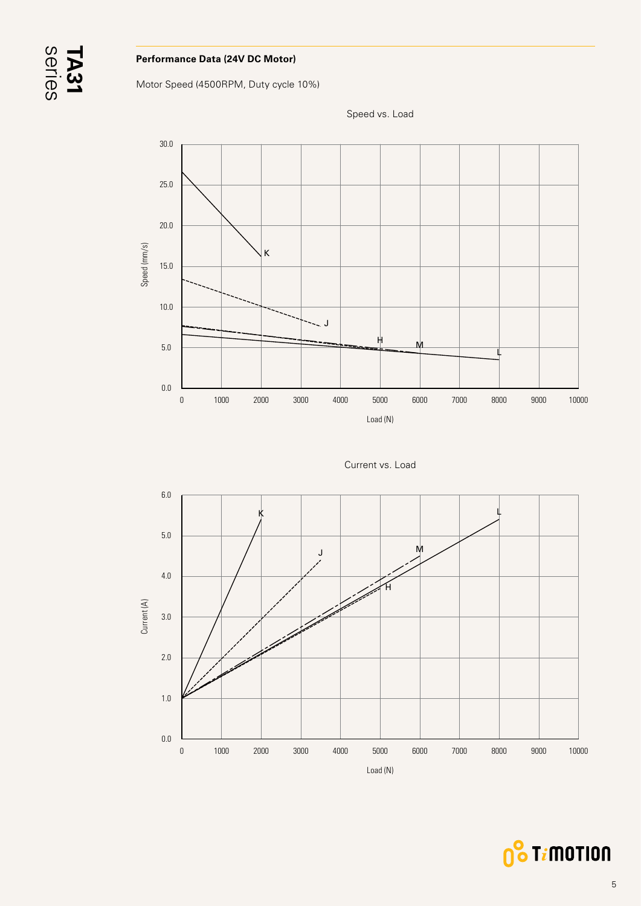**Performance Data (24V DC Motor)**

Motor Speed (4500RPM, Duty cycle 10%)

Speed vs. Load

Speed (mm/s)

30.0
25.0
20.0
15.0
10.0
5.0
0.0

0 1000 2000 3000 4000 5000 6000 7000 8000 9000 10000

Load (N)

K J H M L

Current vs. Load

Current (A)

6.0
5.0
4.0
3.0
2.0
1.0
0.0

0 1000 2000 3000 4000 5000 6000 7000 8000 9000 10000

Load (N)

K J M H L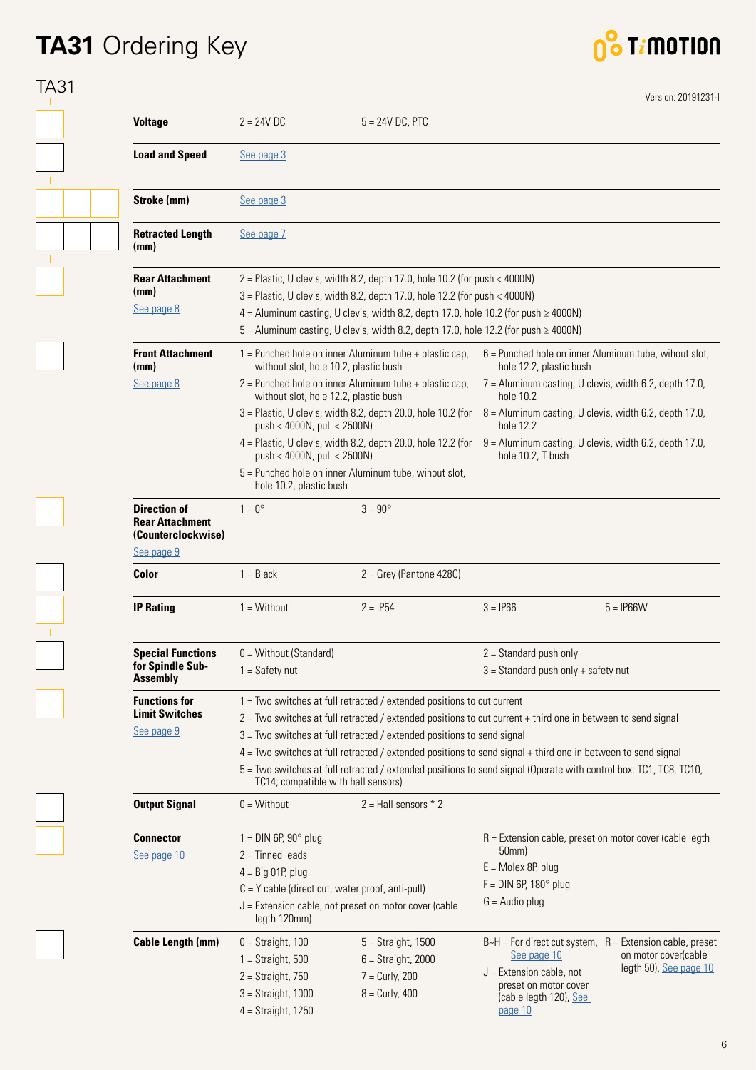# TA31 Ordering Key

TA31

Version: 20191231-I

| | | | | |
|---|---|---|---|---|
| **Voltage** | 2 = 24V DC | 5 = 24V DC, PTC | | |
| **Load and Speed** | See page 3 | | | |
| **Stroke (mm)** | See page 3 | | | |
| **Retracted Length (mm)** | See page 7 | | | |
| **Rear Attachment (mm)** See page 8 | 2 = Plastic, U clevis, width 8.2, depth 17.0, hole 10.2 (for push < 4000N)<br>3 = Plastic, U clevis, width 8.2, depth 17.0, hole 12.2 (for push < 4000N)<br>4 = Aluminum casting, U clevis, width 8.2, depth 17.0, hole 10.2 (for push ≥ 4000N)<br>5 = Aluminum casting, U clevis, width 8.2, depth 17.0, hole 12.2 (for push ≥ 4000N) | | | |
| **Front Attachment (mm)** See page 8 | 1 = Punched hole on inner Aluminum tube + plastic cap, without slot, hole 10.2, plastic bush<br>2 = Punched hole on inner Aluminum tube + plastic cap, without slot, hole 12.2, plastic bush<br>3 = Plastic, U clevis, width 8.2, depth 20.0, hole 10.2 (for push < 4000N, pull < 2500N)<br>4 = Plastic, U clevis, width 8.2, depth 20.0, hole 12.2 (for push < 4000N, pull < 2500N)<br>5 = Punched hole on inner Aluminum tube, wihout slot, hole 10.2, plastic bush | | 6 = Punched hole on inner Aluminum tube, wihout slot, hole 12.2, plastic bush<br>7 = Aluminum casting, U clevis, width 6.2, depth 17.0, hole 10.2<br>8 = Aluminum casting, U clevis, width 6.2, depth 17.0, hole 12.2<br>9 = Aluminum casting, U clevis, width 6.2, depth 17.0, hole 10.2, T bush | |
| **Direction of Rear Attachment (Counterclockwise)** See page 9 | 1 = 0° | 3 = 90° | | |
| **Color** | 1 = Black | 2 = Grey (Pantone 428C) | | |
| **IP Rating** | 1 = Without | 2 = IP54 | 3 = IP66 | 5 = IP66W |
| **Special Functions for Spindle Sub-Assembly** | 0 = Without (Standard)<br>1 = Safety nut | | 2 = Standard push only<br>3 = Standard push only + safety nut | |
| **Functions for Limit Switches** See page 9 | 1 = Two switches at full retracted / extended positions to cut current<br>2 = Two switches at full retracted / extended positions to cut current + third one in between to send signal<br>3 = Two switches at full retracted / extended positions to send signal<br>4 = Two switches at full retracted / extended positions to send signal + third one in between to send signal<br>5 = Two switches at full retracted / extended positions to send signal (Operate with control box: TC1, TC8, TC10, TC14; compatible with hall sensors) | | | |
| **Output Signal** | 0 = Without | 2 = Hall sensors * 2 | | |
| **Connector** See page 10 | 1 = DIN 6P, 90° plug<br>2 = Tinned leads<br>4 = Big 01P, plug<br>C = Y cable (direct cut, water proof, anti-pull)<br>J = Extension cable, not preset on motor cover (cable legth 120mm) | | R = Extension cable, preset on motor cover (cable legth 50mm)<br>E = Molex 8P, plug<br>F = DIN 6P, 180° plug<br>G = Audio plug | |
| **Cable Length (mm)** | 0 = Straight, 100<br>1 = Straight, 500<br>2 = Straight, 750<br>3 = Straight, 1000<br>4 = Straight, 1250 | 5 = Straight, 1500<br>6 = Straight, 2000<br>7 = Curly, 200<br>8 = Curly, 400 | B~H = For direct cut system, See page 10<br>J = Extension cable, not preset on motor cover (cable legth 120), See page 10 | R = Extension cable, preset on motor cover(cable legth 50), See page 10 |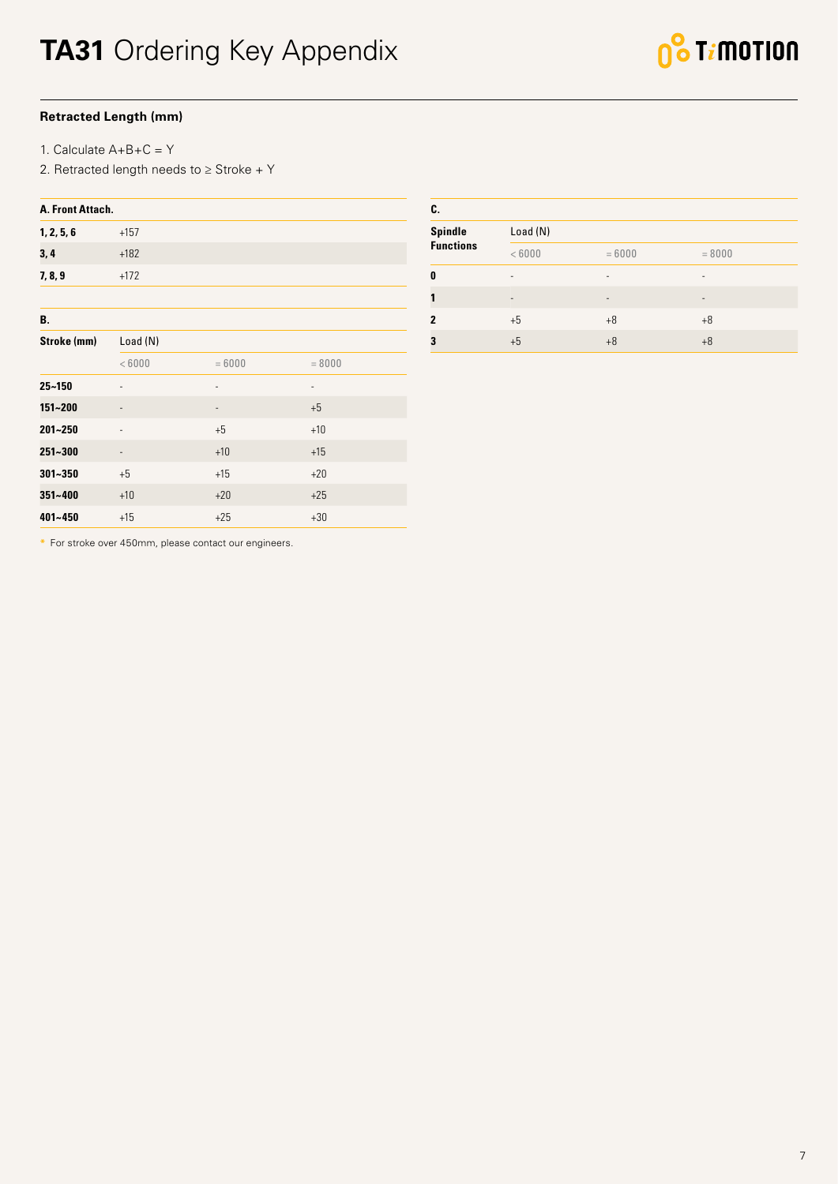# TA31 Ordering Key Appendix

**Retracted Length (mm)**

1. Calculate A+B+C = Y
2. Retracted length needs to ≥ Stroke + Y

| A. Front Attach. | |
|---|---|
| **1, 2, 5, 6** | +157 |
| **3, 4** | +182 |
| **7, 8, 9** | +172 |

| B. | | | |
|---|---|---|---|
| **Stroke (mm)** | Load (N) | | |
| | < 6000 | = 6000 | = 8000 |
| **25~150** | - | - | - |
| **151~200** | - | - | +5 |
| **201~250** | - | +5 | +10 |
| **251~300** | - | +10 | +15 |
| **301~350** | +5 | +15 | +20 |
| **351~400** | +10 | +20 | +25 |
| **401~450** | +15 | +25 | +30 |

* For stroke over 450mm, please contact our engineers.

| C. | | | |
|---|---|---|---|
| **Spindle Functions** | Load (N) | | |
| | < 6000 | = 6000 | = 8000 |
| **0** | - | - | - |
| **1** | - | - | - |
| **2** | +5 | +8 | +8 |
| **3** | +5 | +8 | +8 |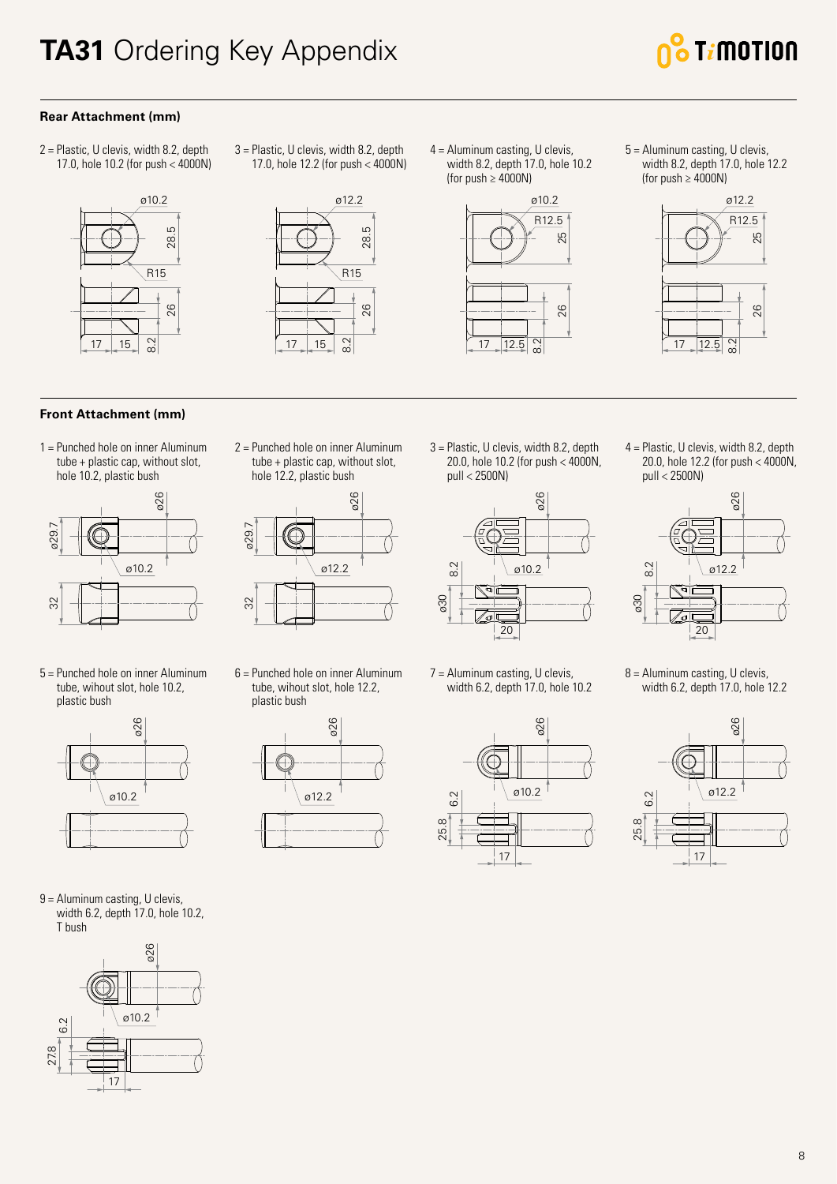# TA31 Ordering Key Appendix

## Rear Attachment (mm)

2 = Plastic, U clevis, width 8.2, depth 17.0, hole 10.2 (for push < 4000N)

3 = Plastic, U clevis, width 8.2, depth 17.0, hole 12.2 (for push < 4000N)

4 = Aluminum casting, U clevis, width 8.2, depth 17.0, hole 10.2 (for push ≥ 4000N)

5 = Aluminum casting, U clevis, width 8.2, depth 17.0, hole 12.2 (for push ≥ 4000N)

## Front Attachment (mm)

1 = Punched hole on inner Aluminum tube + plastic cap, without slot, hole 10.2, plastic bush

2 = Punched hole on inner Aluminum tube + plastic cap, without slot, hole 12.2, plastic bush

3 = Plastic, U clevis, width 8.2, depth 20.0, hole 10.2 (for push < 4000N, pull < 2500N)

4 = Plastic, U clevis, width 8.2, depth 20.0, hole 12.2 (for push < 4000N, pull < 2500N)

5 = Punched hole on inner Aluminum tube, wihout slot, hole 10.2, plastic bush

6 = Punched hole on inner Aluminum tube, wihout slot, hole 12.2, plastic bush

7 = Aluminum casting, U clevis, width 6.2, depth 17.0, hole 10.2

8 = Aluminum casting, U clevis, width 6.2, depth 17.0, hole 12.2

9 = Aluminum casting, U clevis, width 6.2, depth 17.0, hole 10.2, T bush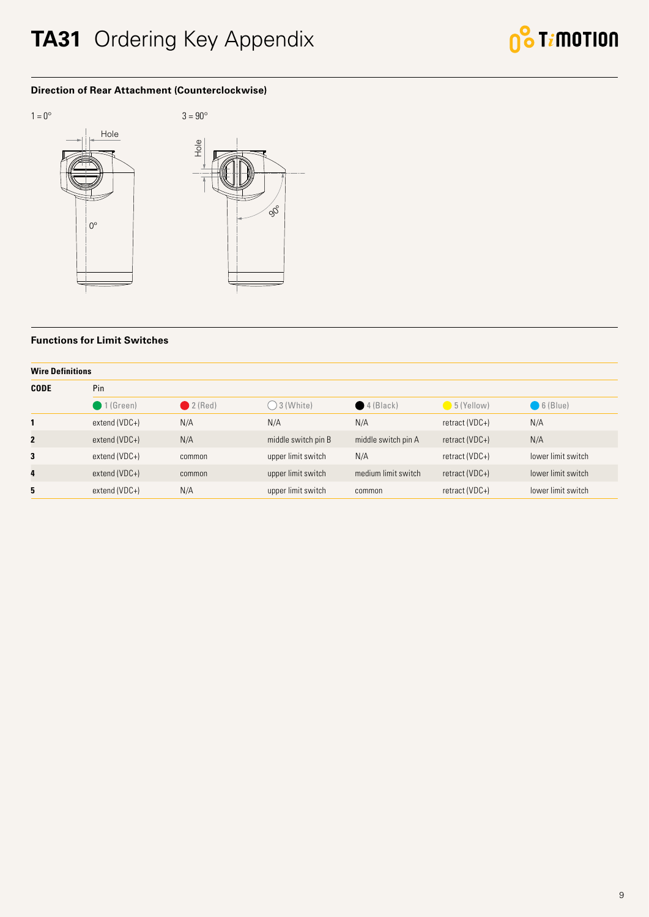# TA31 Ordering Key Appendix

## Direction of Rear Attachment (Counterclockwise)

1 = 0°

Hole

0°

3 = 90°

Hole

90°

## Functions for Limit Switches

**Wire Definitions**

| CODE | Pin | | | | | |
|---|---|---|---|---|---|---|
| | 1 (Green) | 2 (Red) | 3 (White) | 4 (Black) | 5 (Yellow) | 6 (Blue) |
| **1** | extend (VDC+) | N/A | N/A | N/A | retract (VDC+) | N/A |
| **2** | extend (VDC+) | N/A | middle switch pin B | middle switch pin A | retract (VDC+) | N/A |
| **3** | extend (VDC+) | common | upper limit switch | N/A | retract (VDC+) | lower limit switch |
| **4** | extend (VDC+) | common | upper limit switch | medium limit switch | retract (VDC+) | lower limit switch |
| **5** | extend (VDC+) | N/A | upper limit switch | common | retract (VDC+) | lower limit switch |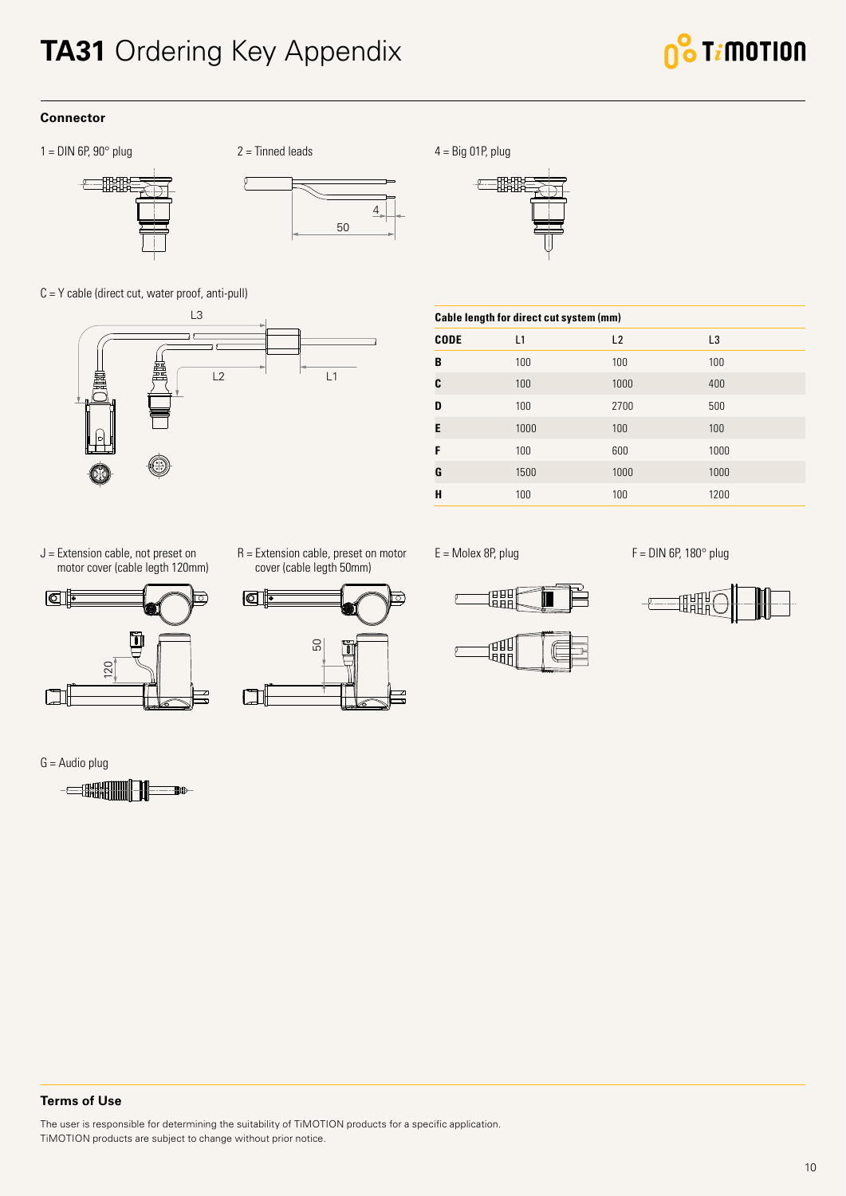# **TA31** Ordering Key Appendix

### Connector

1 = DIN 6P, 90° plug

2 = Tinned leads

4

50

4 = Big 01P, plug

C = Y cable (direct cut, water proof, anti-pull)

L3

L2

L1

**Cable length for direct cut system (mm)**

| CODE | L1 | L2 | L3 |
|---|---|---|---|
| B | 100 | 100 | 100 |
| C | 100 | 1000 | 400 |
| D | 100 | 2700 | 500 |
| E | 1000 | 100 | 100 |
| F | 100 | 600 | 1000 |
| G | 1500 | 1000 | 1000 |
| H | 100 | 100 | 1200 |

J = Extension cable, not preset on motor cover (cable legth 120mm)

120

R = Extension cable, preset on motor cover (cable legth 50mm)

50

E = Molex 8P, plug

F = DIN 6P, 180° plug

G = Audio plug

### Terms of Use

The user is responsible for determining the suitability of TiMOTION products for a specific application.
TiMOTION products are subject to change without prior notice.